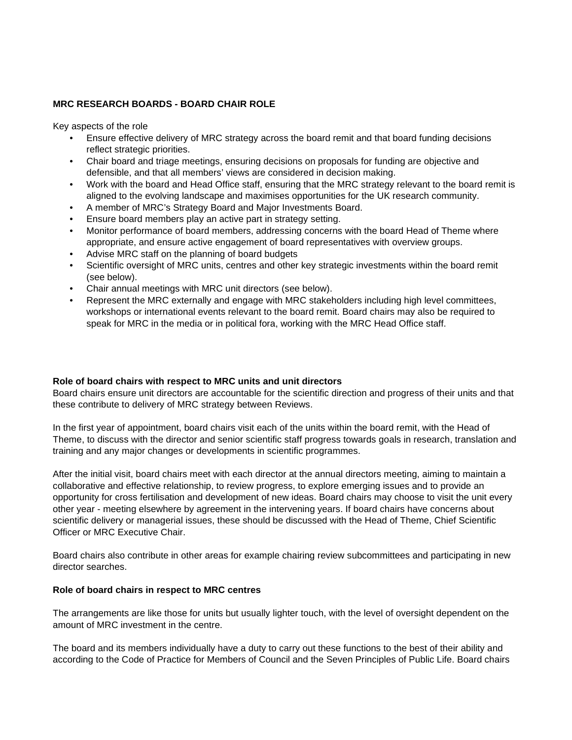**MRC RESEARCH BOARDS - BOARD CHAIR ROLE**

Key aspects of the role

- Ensure effective delivery of MRC strategy across the board remit and that board funding decisions reflect strategic priorities.
- Chair board and triage meetings, ensuring decisions on proposals for funding are objective and defensible, and that all members' views are considered in decision making.
- Work with the board and Head Office staff, ensuring that the MRC strategy relevant to the board remit is aligned to the evolving landscape and maximises opportunities for the UK research community.
- A member of MRC's Strategy Board and Major Investments Board.
- Ensure board members play an active part in strategy setting.
- Monitor performance of board members, addressing concerns with the board Head of Theme where appropriate, and ensure active engagement of board representatives with overview groups.
- Advise MRC staff on the planning of board budgets
- Scientific oversight of MRC units, centres and other key strategic investments within the board remit (see below).
- Chair annual meetings with MRC unit directors (see below).
- Represent the MRC externally and engage with MRC stakeholders including high level committees, workshops or international events relevant to the board remit. Board chairs may also be required to speak for MRC in the media or in political fora, working with the MRC Head Office staff.

**Role of board chairs with respect to MRC units and unit directors**

Board chairs ensure unit directors are accountable for the scientific direction and progress of their units and that these contribute to delivery of MRC strategy between Reviews.

In the first year of appointment, board chairs visit each of the units within the board remit, with the Head of Theme, to discuss with the director and senior scientific staff progress towards goals in research, translation and training and any major changes or developments in scientific programmes.

After the initial visit, board chairs meet with each director at the annual directors meeting, aiming to maintain a collaborative and effective relationship, to review progress, to explore emerging issues and to provide an opportunity for cross fertilisation and development of new ideas. Board chairs may choose to visit the unit every other year - meeting elsewhere by agreement in the intervening years. If board chairs have concerns about scientific delivery or managerial issues, these should be discussed with the Head of Theme, Chief Scientific Officer or MRC Executive Chair.

Board chairs also contribute in other areas for example chairing review subcommittees and participating in new director searches.

**Role of board chairs in respect to MRC centres**

The arrangements are like those for units but usually lighter touch, with the level of oversight dependent on the amount of MRC investment in the centre.

The board and its members individually have a duty to carry out these functions to the best of their ability and according to the Code of Practice for Members of Council and the Seven Principles of Public Life. Board chairs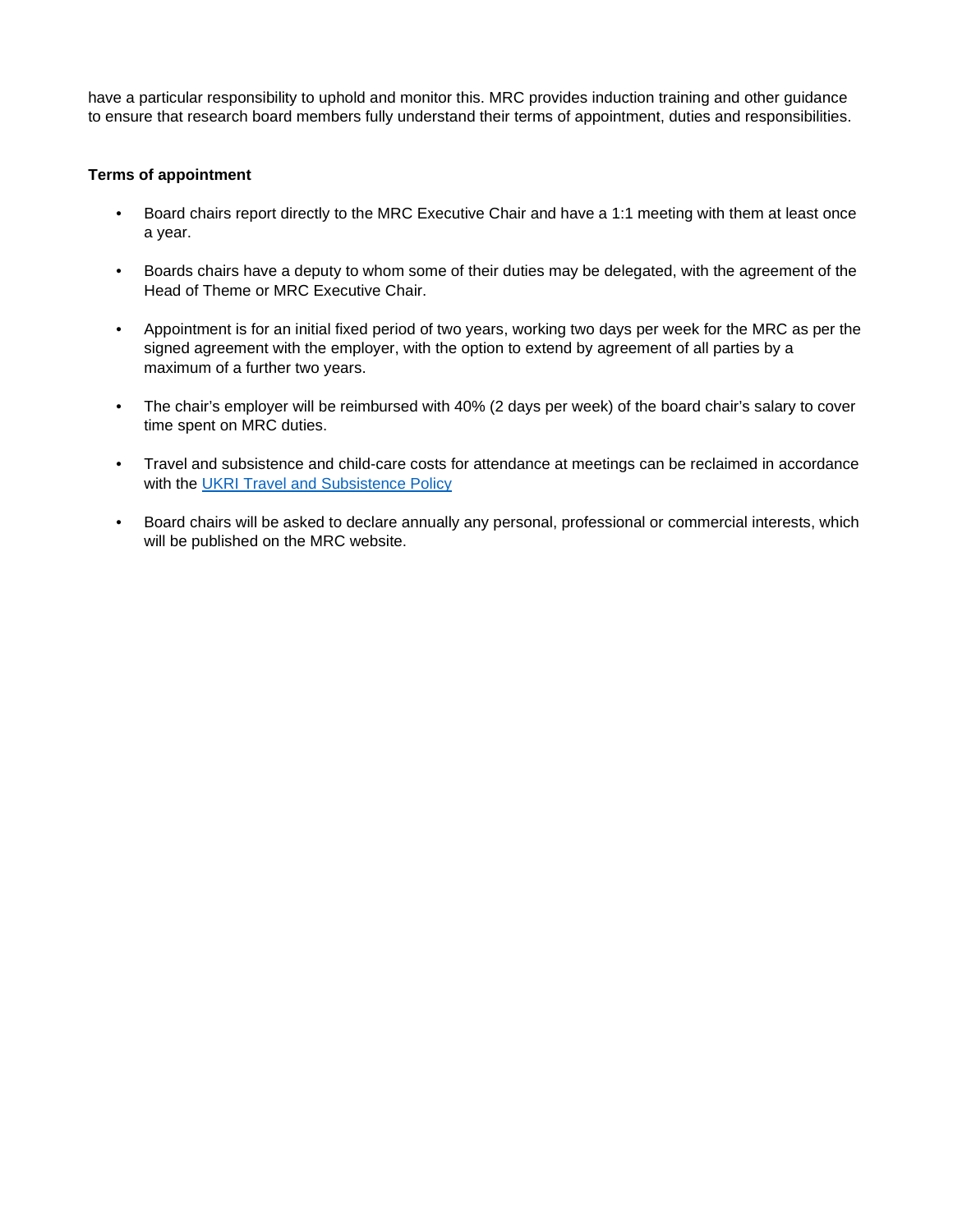have a particular responsibility to uphold and monitor this. MRC provides induction training and other guidance to ensure that research board members fully understand their terms of appointment, duties and responsibilities.

**Terms of appointment**

- Board chairs report directly to the MRC Executive Chair and have a 1:1 meeting with them at least once a year.
- Boards chairs have a deputy to whom some of their duties may be delegated, with the agreement of the Head of Theme or MRC Executive Chair.
- Appointment is for an initial fixed period of two years, working two days per week for the MRC as per the signed agreement with the employer, with the option to extend by agreement of all parties by a maximum of a further two years.
- The chair's employer will be reimbursed with 40% (2 days per week) of the board chair's salary to cover time spent on MRC duties.
- Travel and subsistence and child-care costs for attendance at meetings can be reclaimed in accordance with the UKRI Travel and Subsistence Policy
- Board chairs will be asked to declare annually any personal, professional or commercial interests, which will be published on the MRC website.